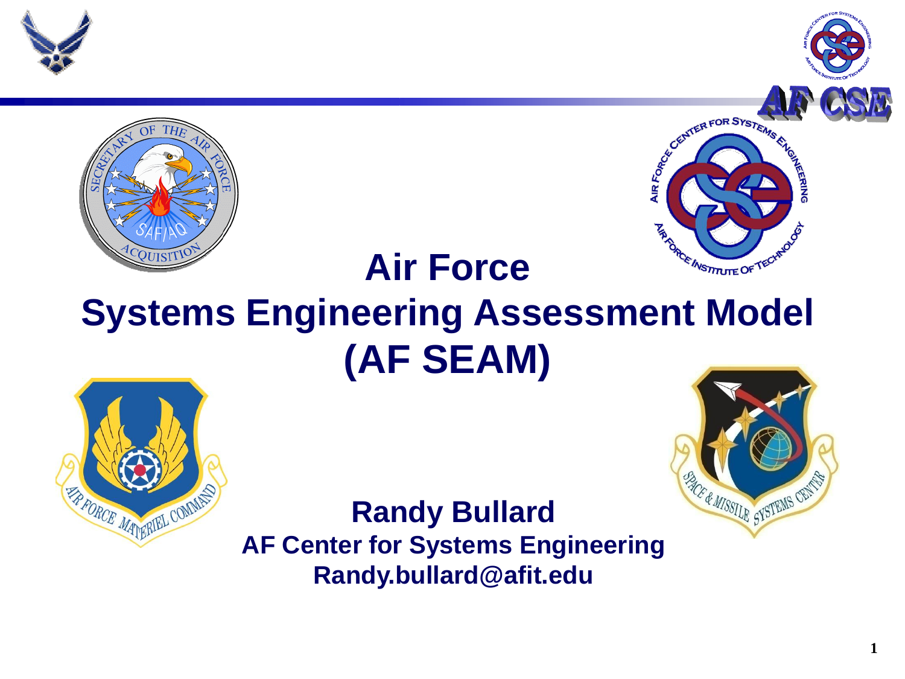# Air Force Systems Engineering Assessment Model (AF SEAM)

**Randy Bullard**
**AF Center for Systems Engineering**
**Randy.bullard@afit.edu**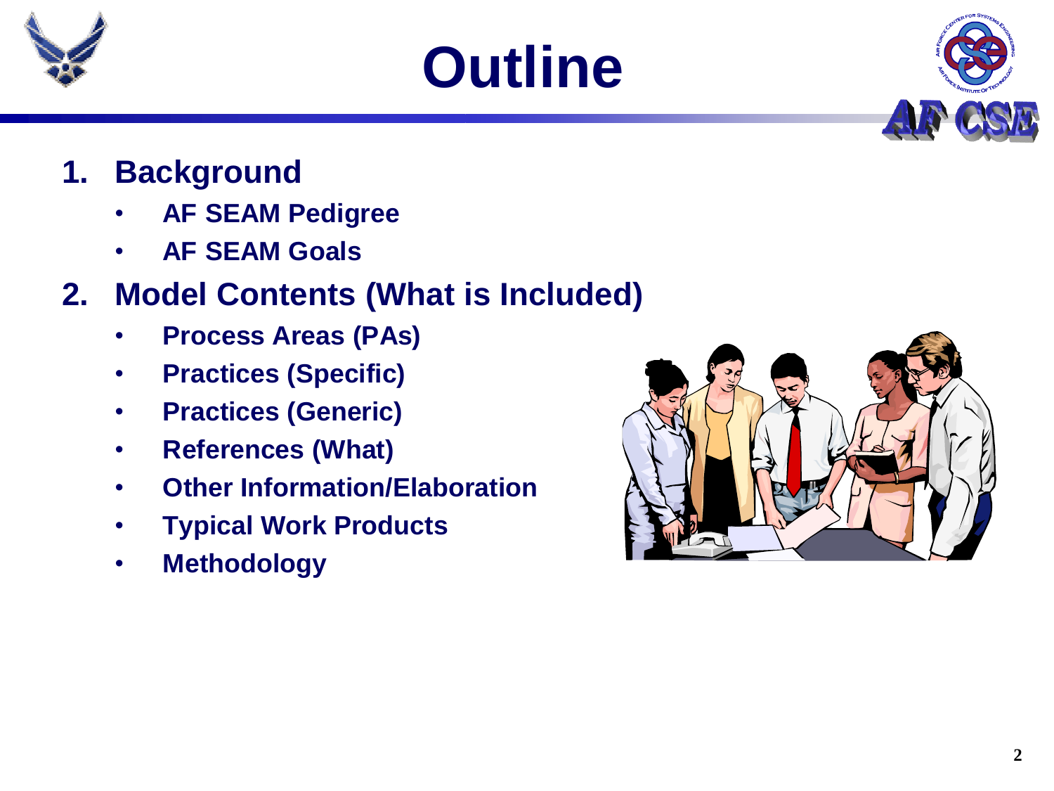# Outline

1. **Background**
   - **AF SEAM Pedigree**
   - **AF SEAM Goals**
2. **Model Contents (What is Included)**
   - **Process Areas (PAs)**
   - **Practices (Specific)**
   - **Practices (Generic)**
   - **References (What)**
   - **Other Information/Elaboration**
   - **Typical Work Products**
   - **Methodology**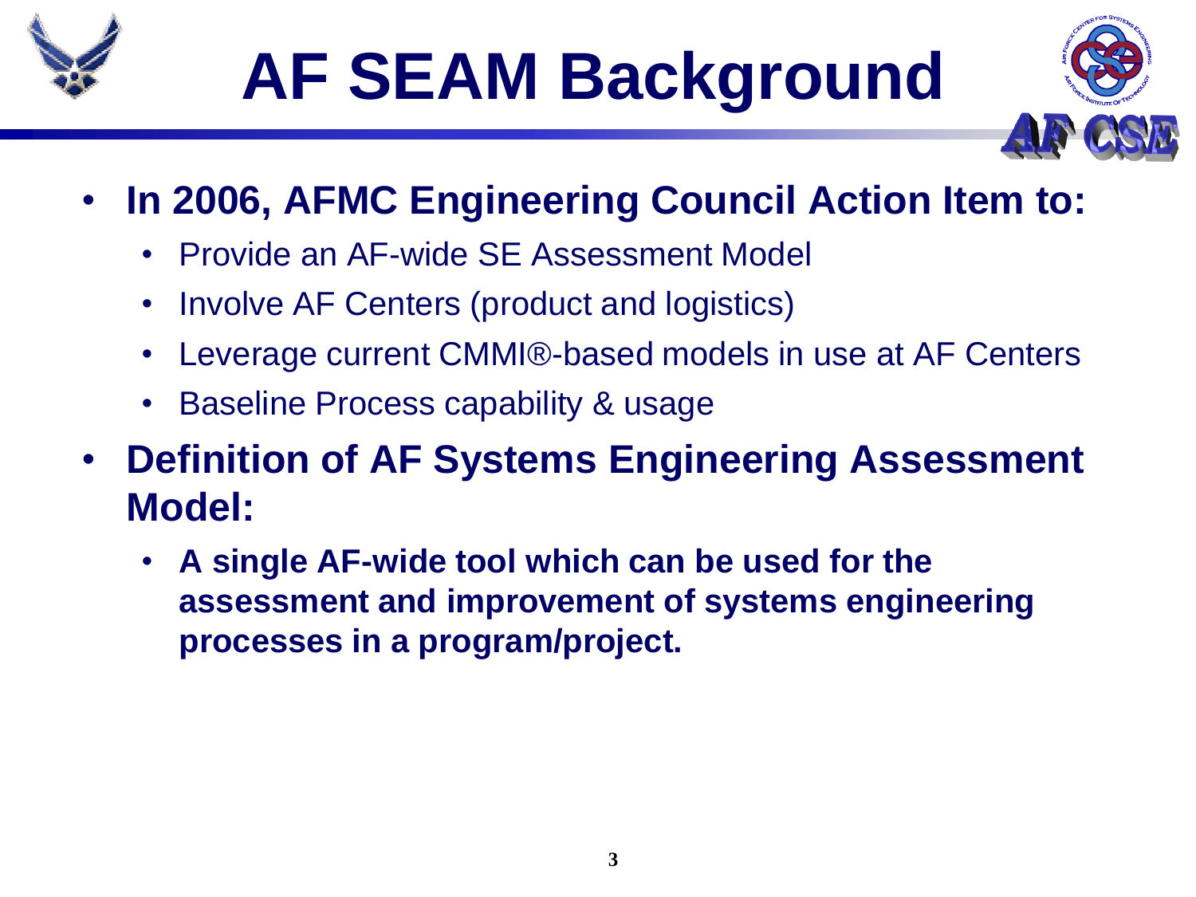# AF SEAM Background

- **In 2006, AFMC Engineering Council Action Item to:**
  - Provide an AF-wide SE Assessment Model
  - Involve AF Centers (product and logistics)
  - Leverage current CMMI®-based models in use at AF Centers
  - Baseline Process capability & usage
- **Definition of AF Systems Engineering Assessment Model:**
  - **A single AF-wide tool which can be used for the assessment and improvement of systems engineering processes in a program/project.**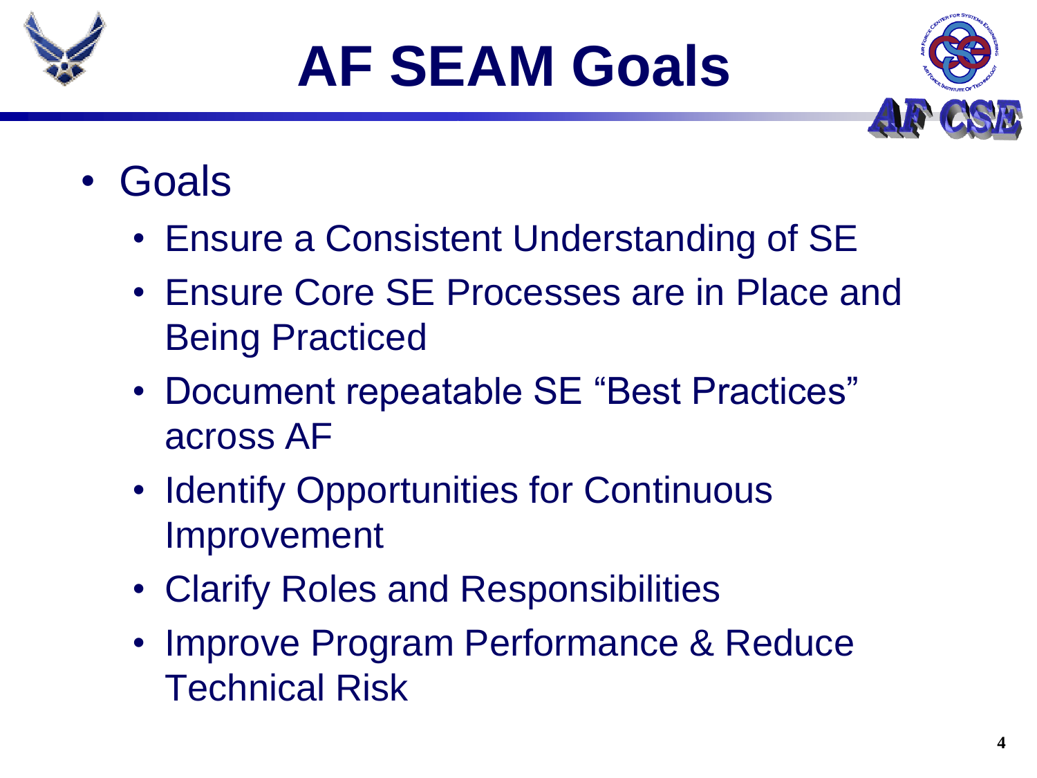# AF SEAM Goals

- Goals
  - Ensure a Consistent Understanding of SE
  - Ensure Core SE Processes are in Place and Being Practiced
  - Document repeatable SE "Best Practices" across AF
  - Identify Opportunities for Continuous Improvement
  - Clarify Roles and Responsibilities
  - Improve Program Performance & Reduce Technical Risk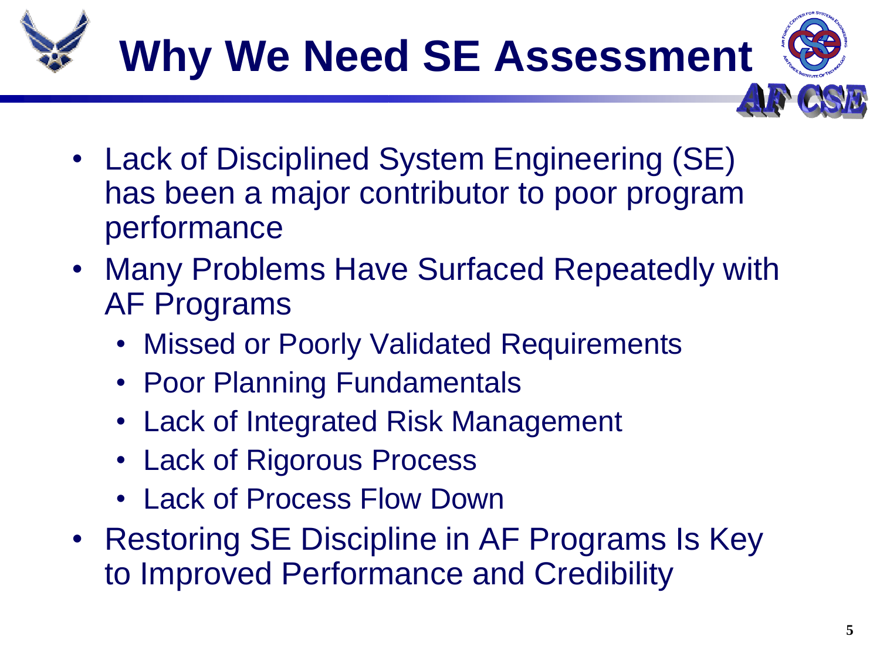# Why We Need SE Assessment

- Lack of Disciplined System Engineering (SE) has been a major contributor to poor program performance
- Many Problems Have Surfaced Repeatedly with AF Programs
  - Missed or Poorly Validated Requirements
  - Poor Planning Fundamentals
  - Lack of Integrated Risk Management
  - Lack of Rigorous Process
  - Lack of Process Flow Down
- Restoring SE Discipline in AF Programs Is Key to Improved Performance and Credibility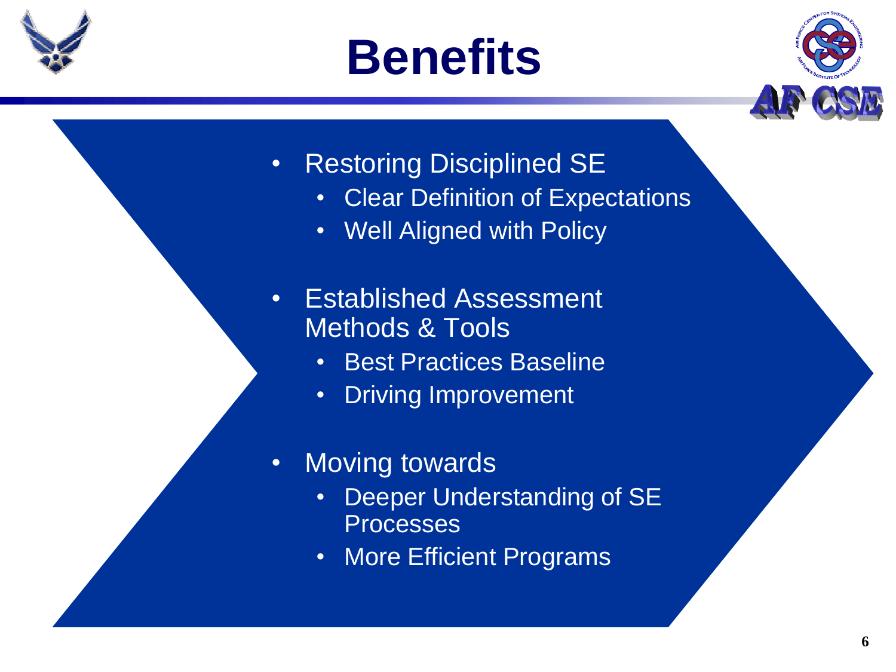# Benefits

- Restoring Disciplined SE
  - Clear Definition of Expectations
  - Well Aligned with Policy
- Established Assessment Methods & Tools
  - Best Practices Baseline
  - Driving Improvement
- Moving towards
  - Deeper Understanding of SE Processes
  - More Efficient Programs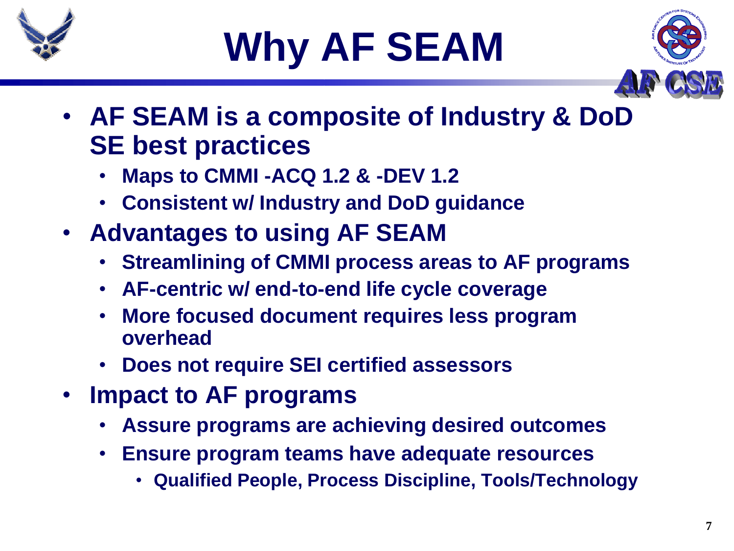# Why AF SEAM

- **AF SEAM is a composite of Industry & DoD SE best practices**
  - **Maps to CMMI -ACQ 1.2 & -DEV 1.2**
  - **Consistent w/ Industry and DoD guidance**
- **Advantages to using AF SEAM**
  - **Streamlining of CMMI process areas to AF programs**
  - **AF-centric w/ end-to-end life cycle coverage**
  - **More focused document requires less program overhead**
  - **Does not require SEI certified assessors**
- **Impact to AF programs**
  - **Assure programs are achieving desired outcomes**
  - **Ensure program teams have adequate resources**
    - **Qualified People, Process Discipline, Tools/Technology**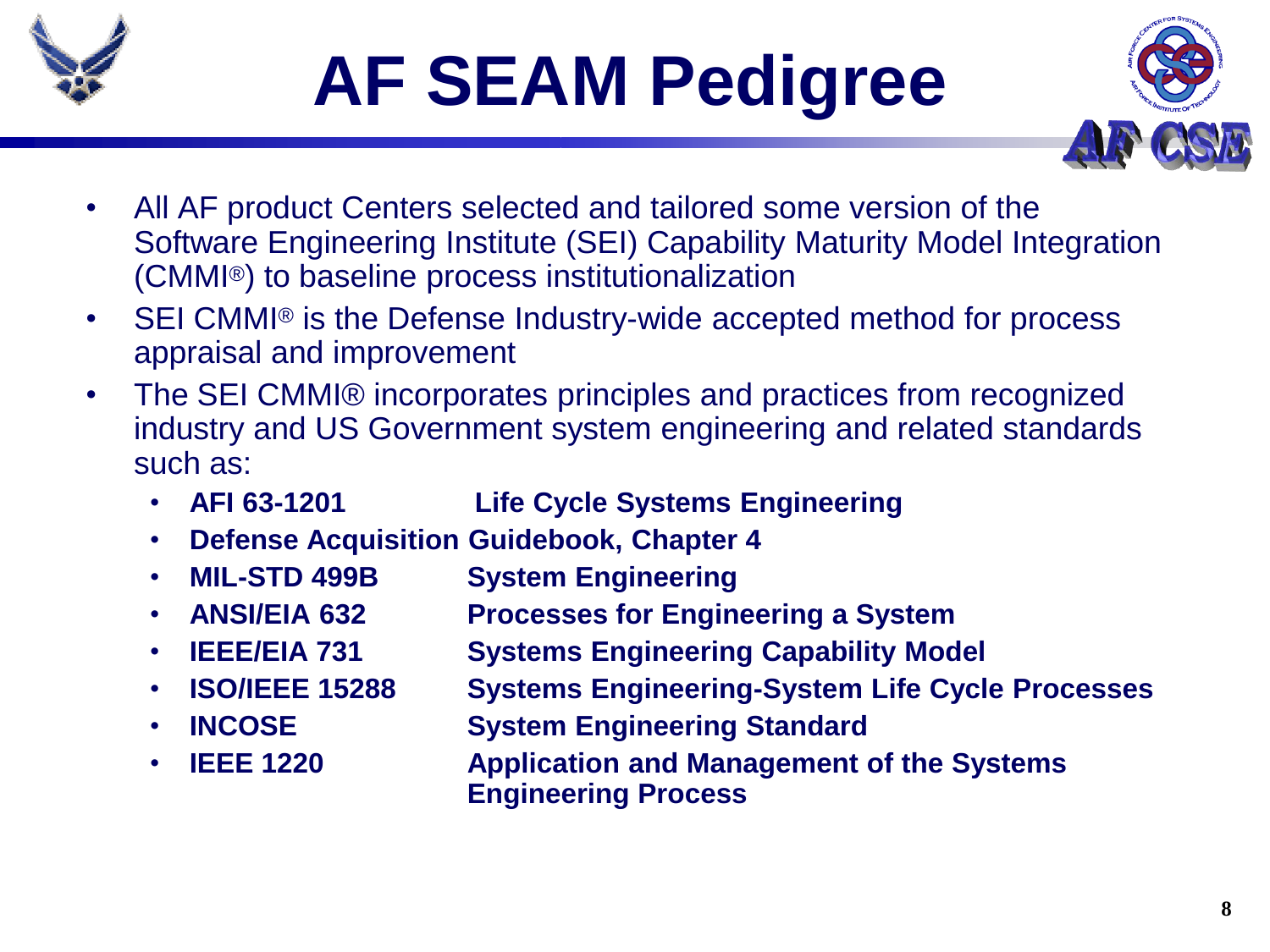# AF SEAM Pedigree

- All AF product Centers selected and tailored some version of the Software Engineering Institute (SEI) Capability Maturity Model Integration (CMMI®) to baseline process institutionalization
- SEI CMMI® is the Defense Industry-wide accepted method for process appraisal and improvement
- The SEI CMMI® incorporates principles and practices from recognized industry and US Government system engineering and related standards such as:
  - **AFI 63-1201** **Life Cycle Systems Engineering**
  - **Defense Acquisition Guidebook, Chapter 4**
  - **MIL-STD 499B** **System Engineering**
  - **ANSI/EIA 632** **Processes for Engineering a System**
  - **IEEE/EIA 731** **Systems Engineering Capability Model**
  - **ISO/IEEE 15288** **Systems Engineering-System Life Cycle Processes**
  - **INCOSE** **System Engineering Standard**
  - **IEEE 1220** **Application and Management of the Systems Engineering Process**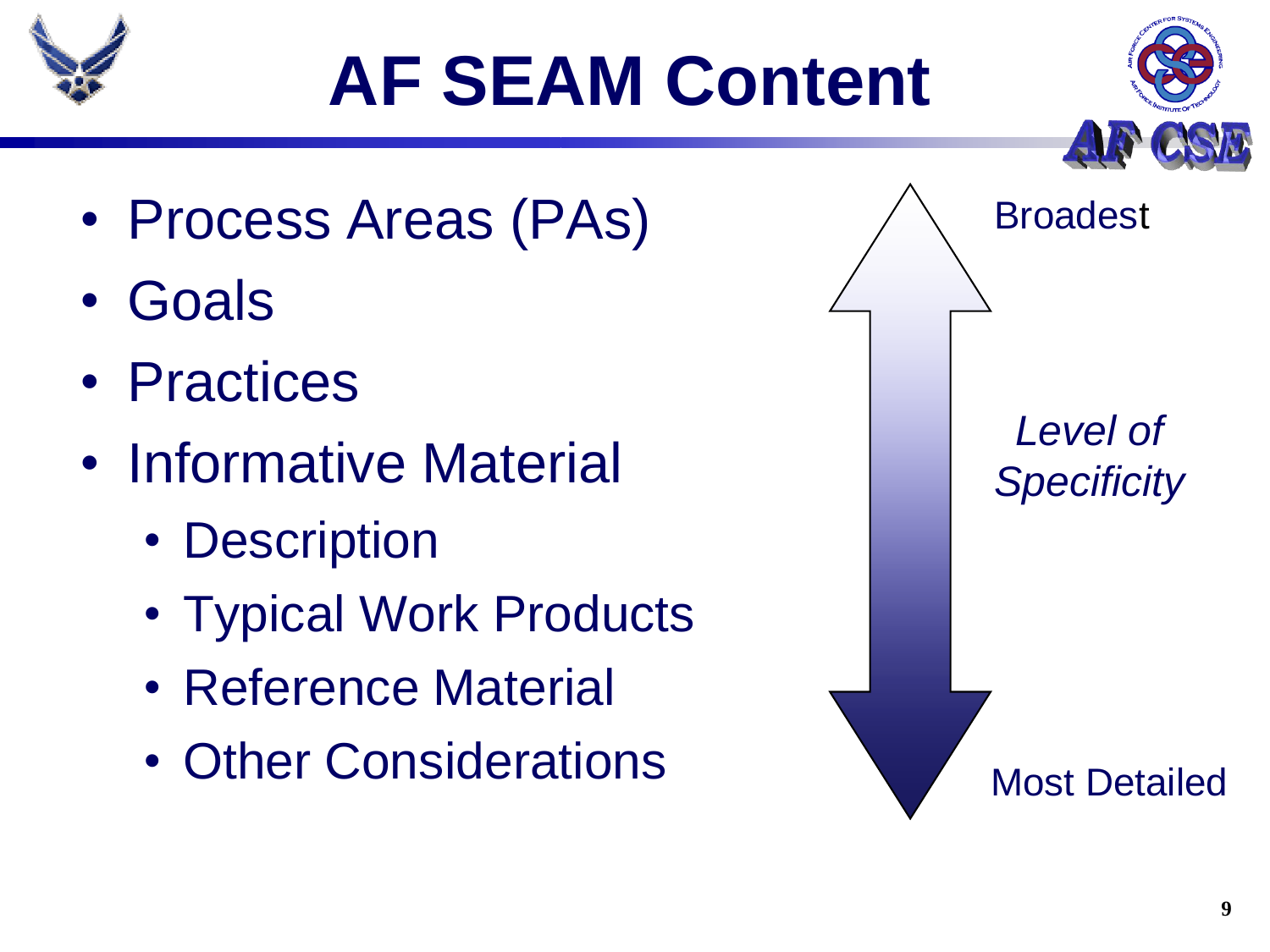# AF SEAM Content

- Process Areas (PAs)
- Goals
- Practices
- Informative Material
  - Description
  - Typical Work Products
  - Reference Material
  - Other Considerations

Broadest

*Level of Specificity*

Most Detailed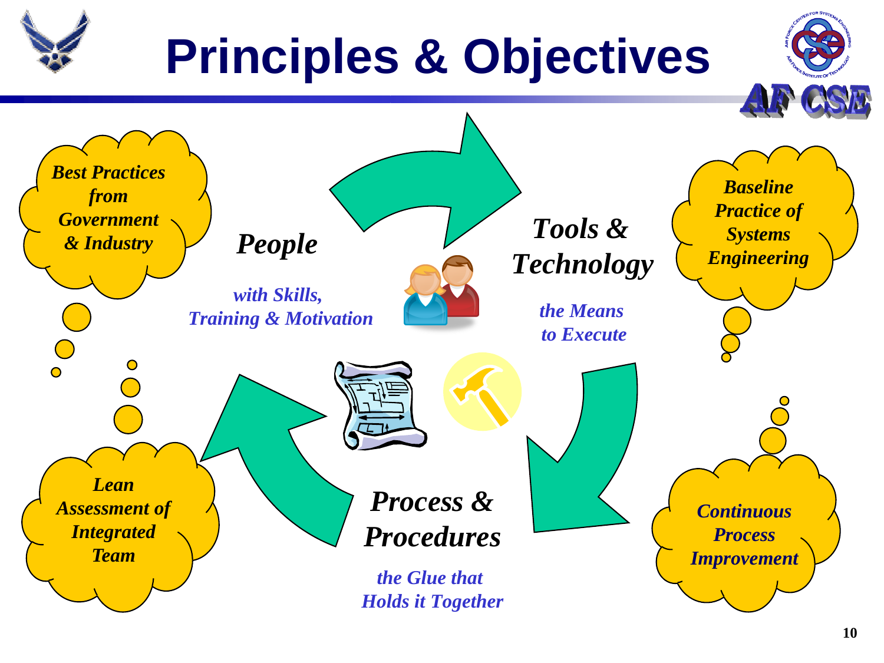# Principles & Objectives

*Best Practices from Government & Industry*

*Baseline Practice of Systems Engineering*

*Lean Assessment of Integrated Team*

*Continuous Process Improvement*

***People***

*with Skills, Training & Motivation*

***Tools & Technology***

*the Means to Execute*

***Process & Procedures***

*the Glue that Holds it Together*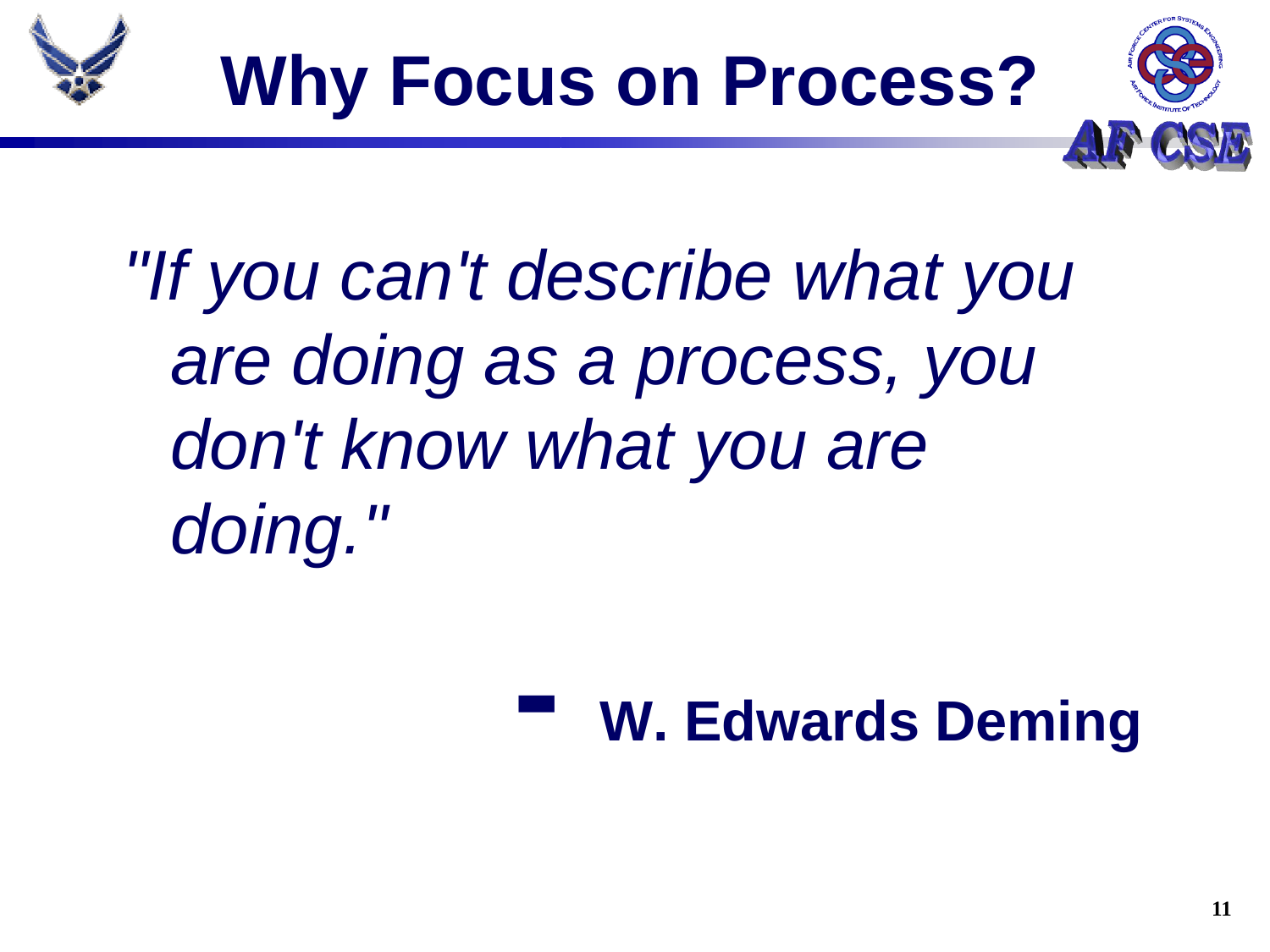# Why Focus on Process?

*"If you can't describe what you are doing as a process, you don't know what you are doing."*

**- W. Edwards Deming**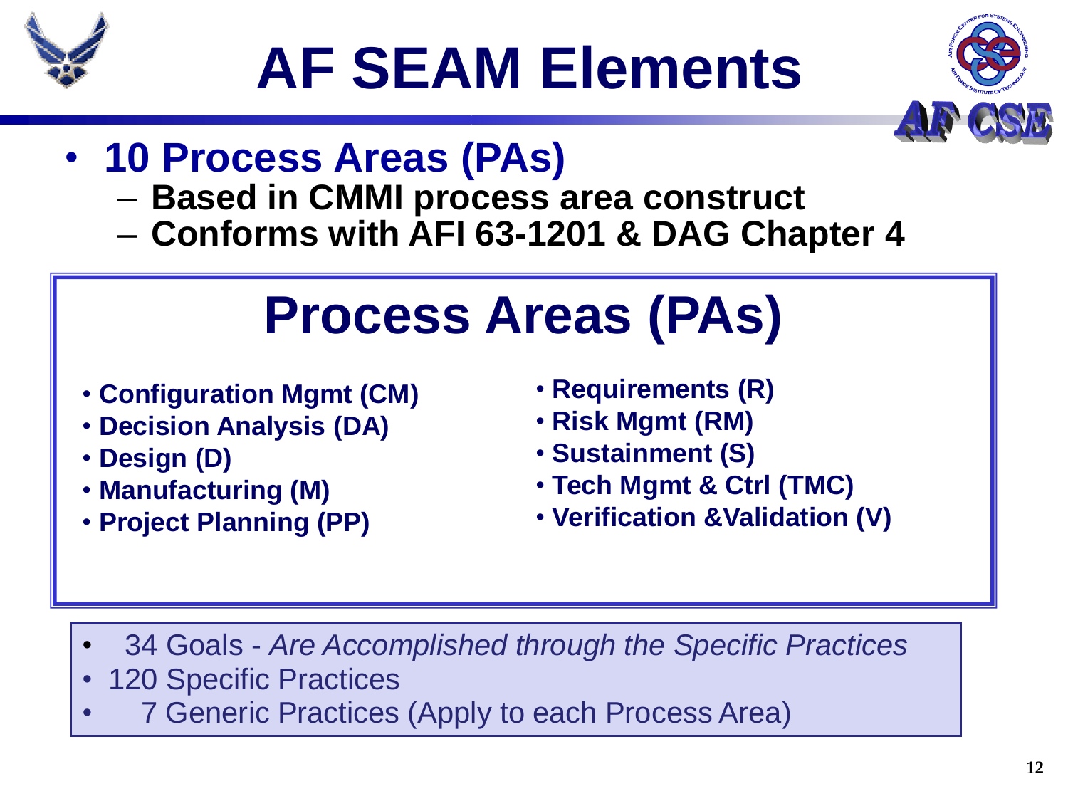# AF SEAM Elements

- **10 Process Areas (PAs)**
  - **Based in CMMI process area construct**
  - **Conforms with AFI 63-1201 & DAG Chapter 4**

## Process Areas (PAs)

- **Configuration Mgmt (CM)**
- **Decision Analysis (DA)**
- **Design (D)**
- **Manufacturing (M)**
- **Project Planning (PP)**
- **Requirements (R)**
- **Risk Mgmt (RM)**
- **Sustainment (S)**
- **Tech Mgmt & Ctrl (TMC)**
- **Verification &Validation (V)**

- 34 Goals - *Are Accomplished through the Specific Practices*
- 120 Specific Practices
- 7 Generic Practices (Apply to each Process Area)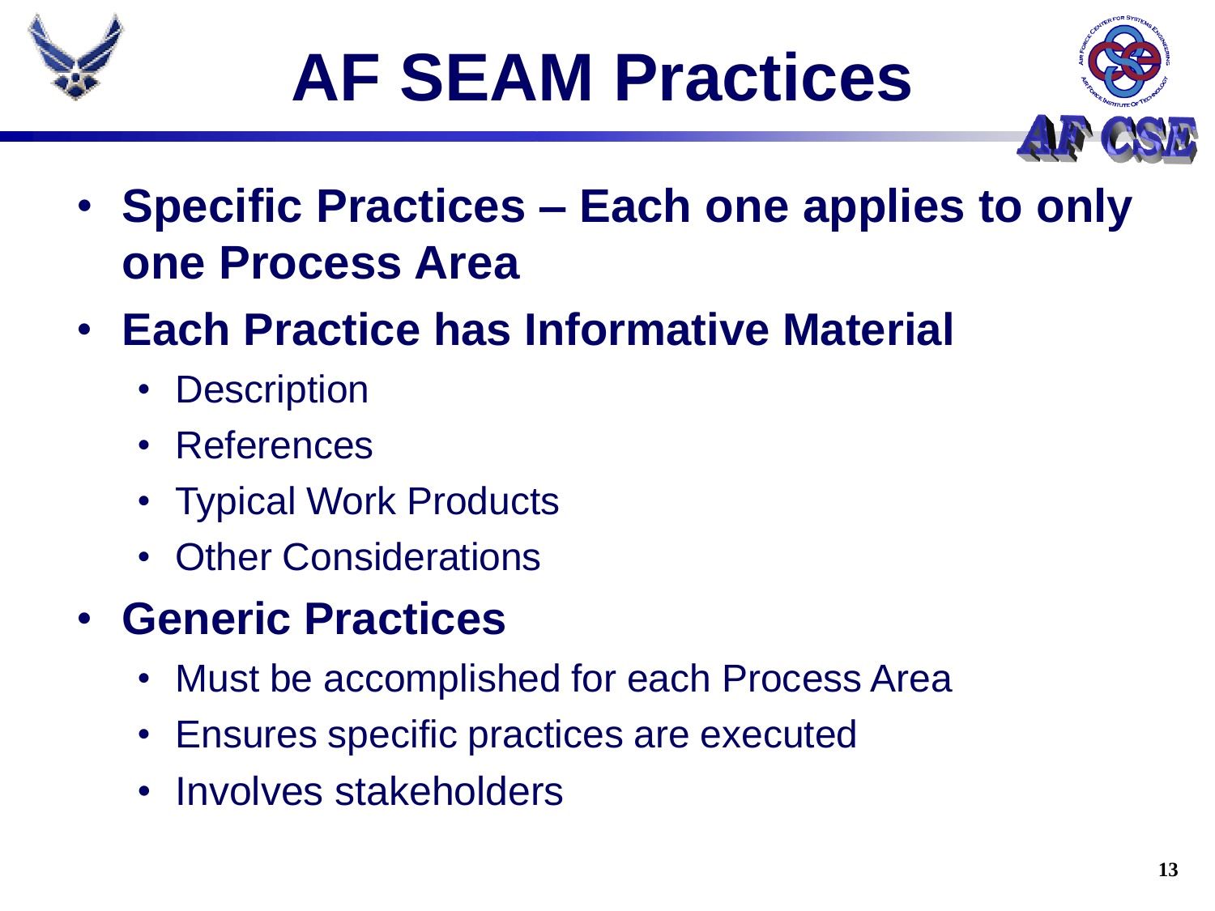# AF SEAM Practices

- **Specific Practices – Each one applies to only one Process Area**
- **Each Practice has Informative Material**
  - Description
  - References
  - Typical Work Products
  - Other Considerations
- **Generic Practices**
  - Must be accomplished for each Process Area
  - Ensures specific practices are executed
  - Involves stakeholders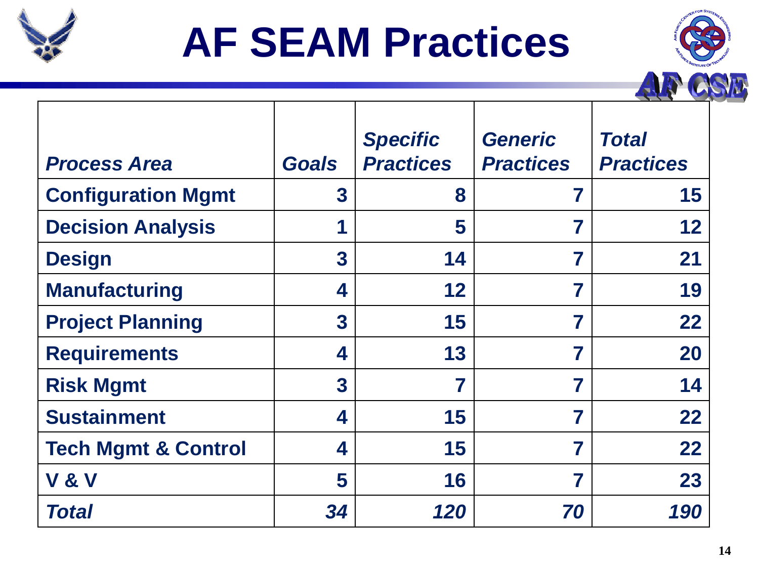# AF SEAM Practices

| *Process Area* | *Goals* | *Specific Practices* | *Generic Practices* | *Total Practices* |
|---|---|---|---|---|
| **Configuration Mgmt** | **3** | **8** | **7** | **15** |
| **Decision Analysis** | **1** | **5** | **7** | **12** |
| **Design** | **3** | **14** | **7** | **21** |
| **Manufacturing** | **4** | **12** | **7** | **19** |
| **Project Planning** | **3** | **15** | **7** | **22** |
| **Requirements** | **4** | **13** | **7** | **20** |
| **Risk Mgmt** | **3** | **7** | **7** | **14** |
| **Sustainment** | **4** | **15** | **7** | **22** |
| **Tech Mgmt & Control** | **4** | **15** | **7** | **22** |
| **V & V** | **5** | **16** | **7** | **23** |
| ***Total*** | ***34*** | ***120*** | ***70*** | ***190*** |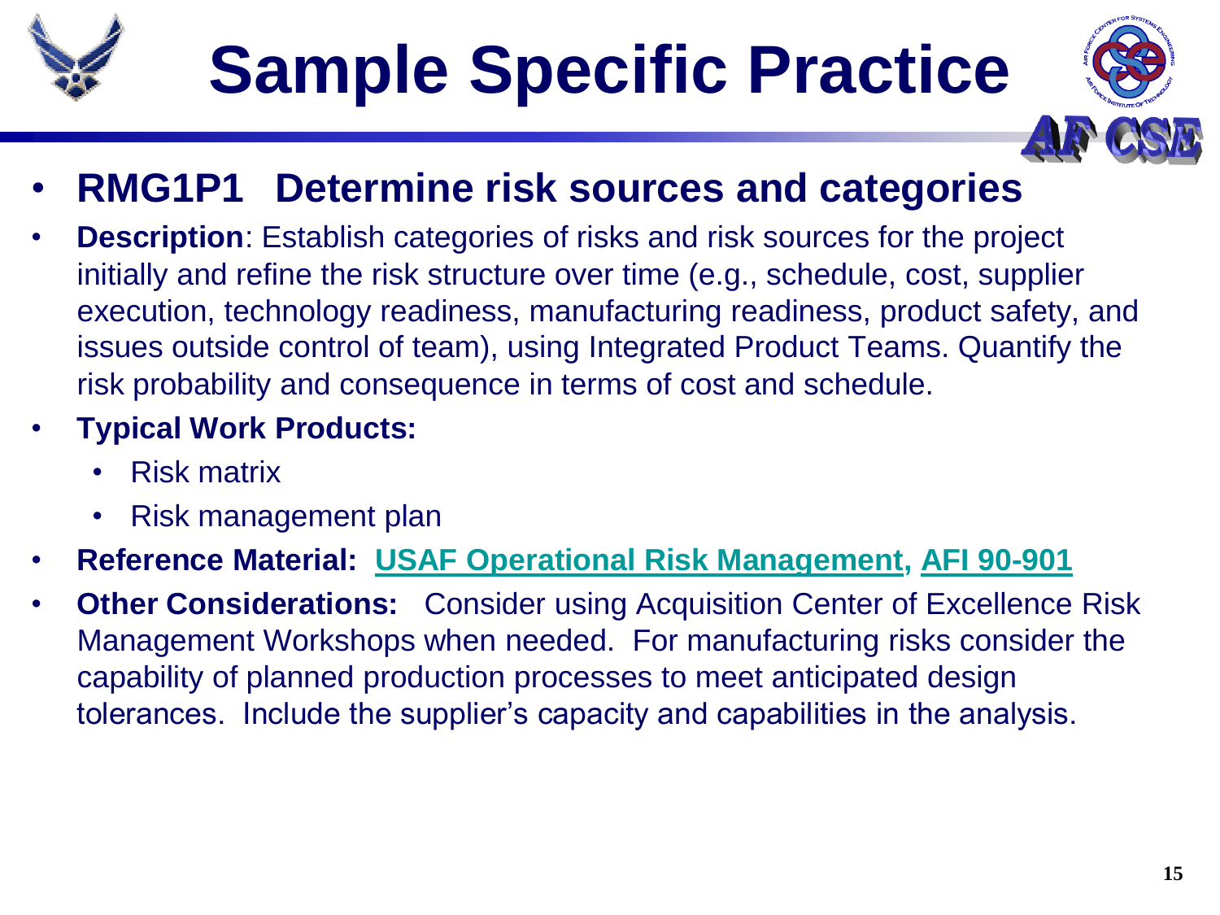# Sample Specific Practice

- **RMG1P1 Determine risk sources and categories**
- **Description**: Establish categories of risks and risk sources for the project initially and refine the risk structure over time (e.g., schedule, cost, supplier execution, technology readiness, manufacturing readiness, product safety, and issues outside control of team), using Integrated Product Teams. Quantify the risk probability and consequence in terms of cost and schedule.
- **Typical Work Products:**
  - Risk matrix
  - Risk management plan
- **Reference Material: USAF Operational Risk Management, AFI 90-901**
- **Other Considerations:** Consider using Acquisition Center of Excellence Risk Management Workshops when needed. For manufacturing risks consider the capability of planned production processes to meet anticipated design tolerances. Include the supplier's capacity and capabilities in the analysis.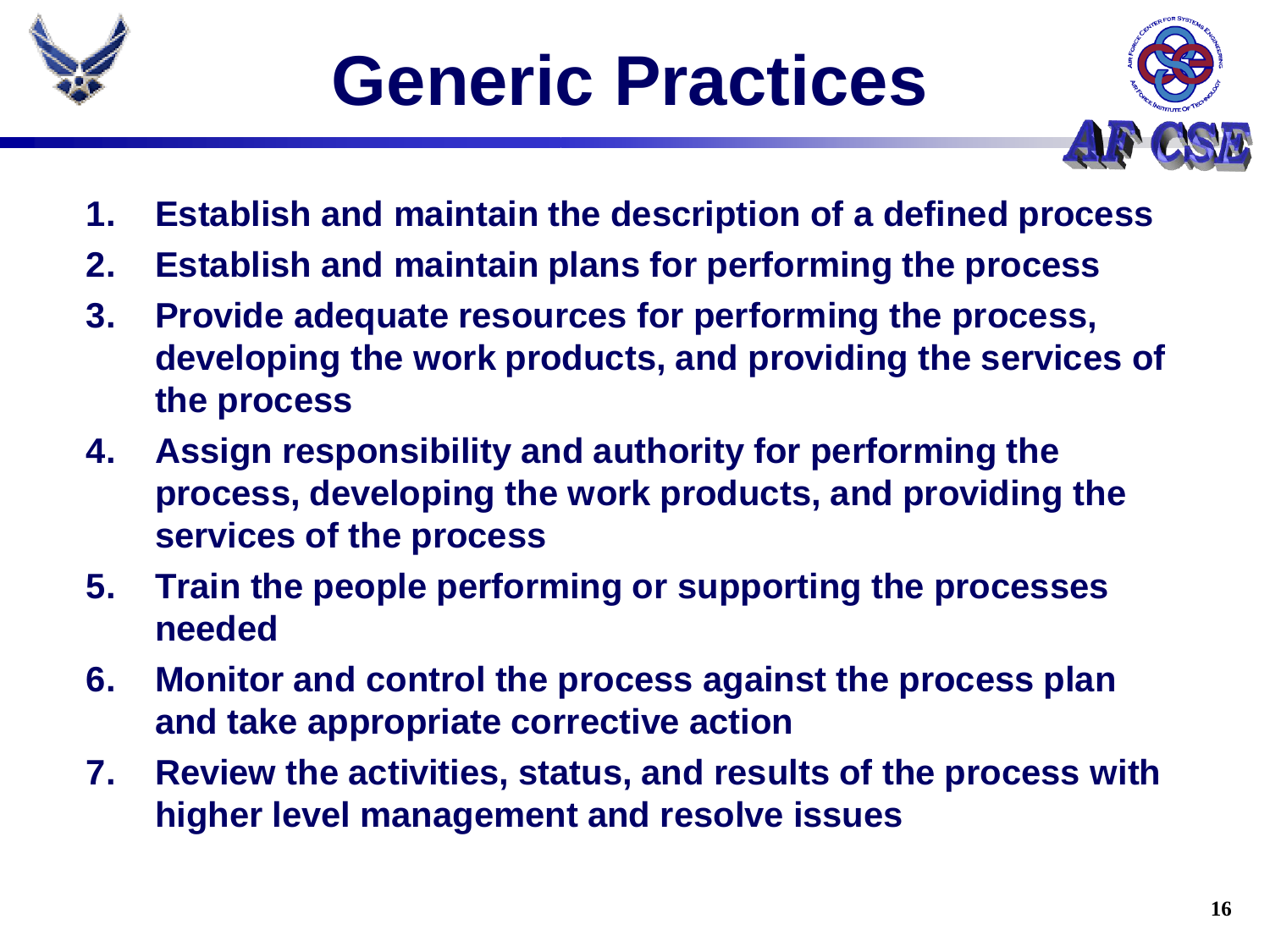# Generic Practices

1. **Establish and maintain the description of a defined process**
2. **Establish and maintain plans for performing the process**
3. **Provide adequate resources for performing the process, developing the work products, and providing the services of the process**
4. **Assign responsibility and authority for performing the process, developing the work products, and providing the services of the process**
5. **Train the people performing or supporting the processes needed**
6. **Monitor and control the process against the process plan and take appropriate corrective action**
7. **Review the activities, status, and results of the process with higher level management and resolve issues**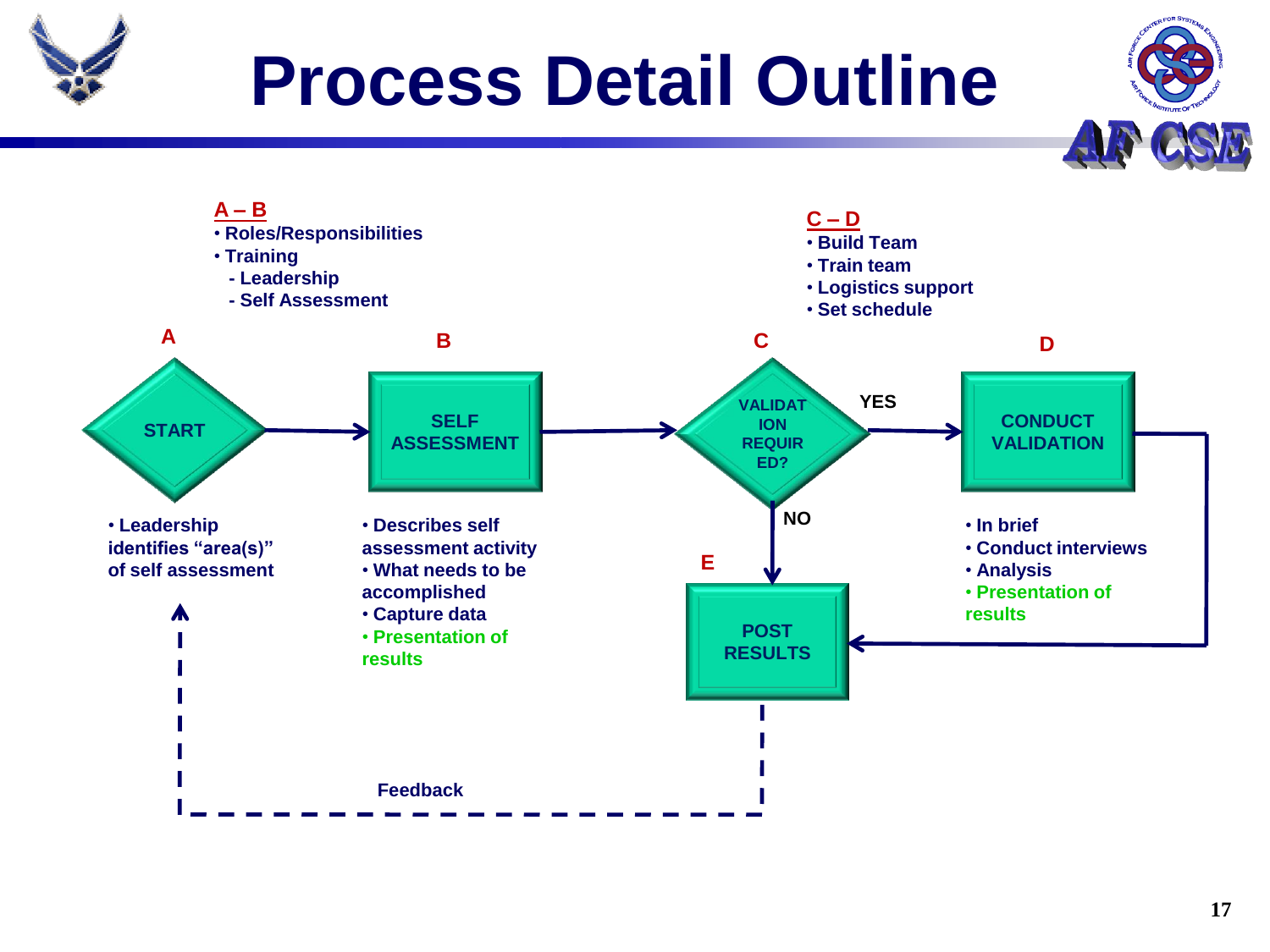# Process Detail Outline

**A – B**

- Roles/Responsibilities
- Training
  - Leadership
  - Self Assessment

**C – D**

- Build Team
- Train team
- Logistics support
- Set schedule

A

START

- Leadership identifies "area(s)" of self assessment

B

SELF ASSESSMENT

- Describes self assessment activity
- What needs to be accomplished
- Capture data
- Presentation of results

C

VALIDATION REQUIRED?

YES

NO

D

CONDUCT VALIDATION

- In brief
- Conduct interviews
- Analysis
- Presentation of results

E

POST RESULTS

Feedback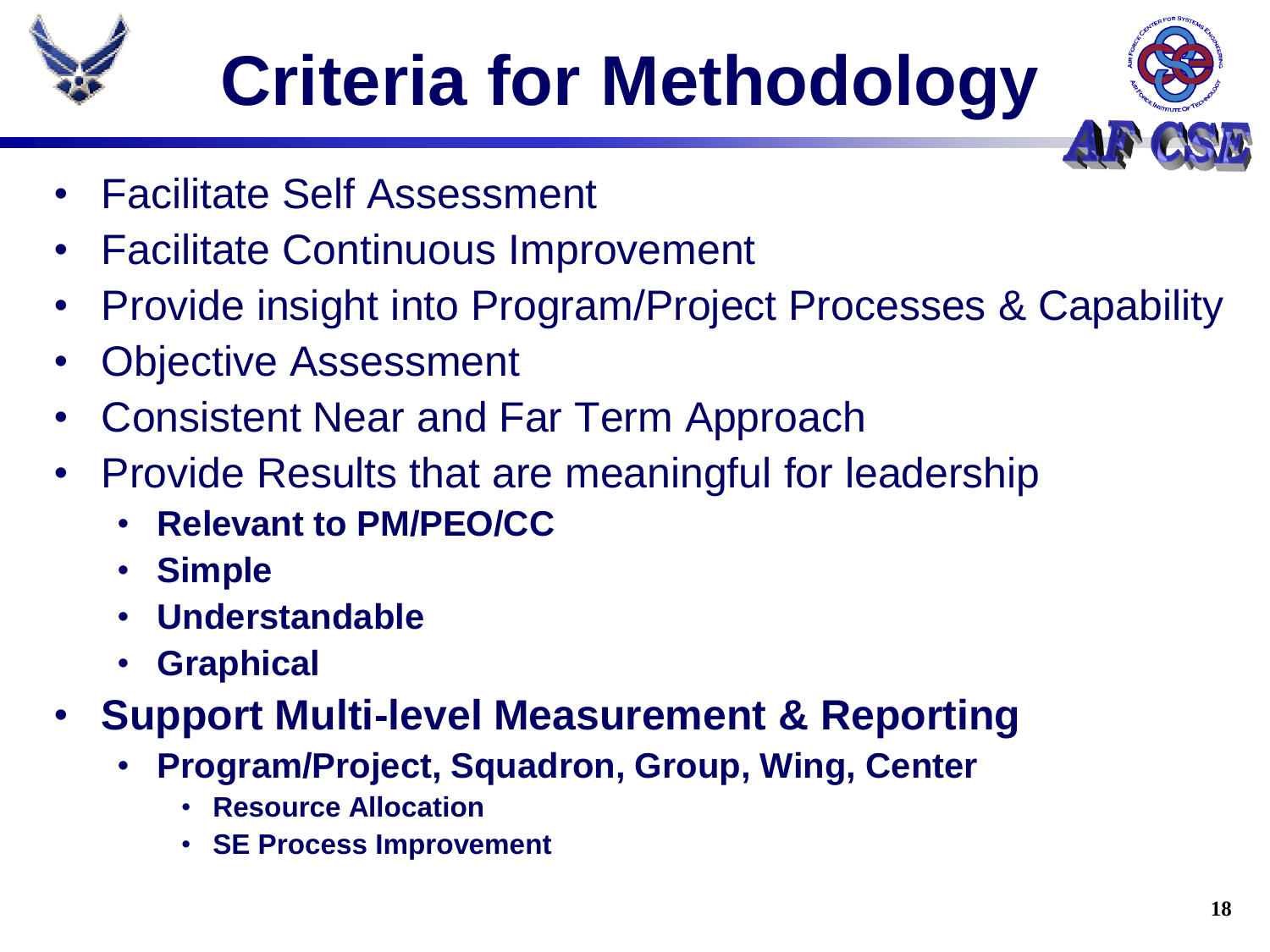# Criteria for Methodology

- Facilitate Self Assessment
- Facilitate Continuous Improvement
- Provide insight into Program/Project Processes & Capability
- Objective Assessment
- Consistent Near and Far Term Approach
- Provide Results that are meaningful for leadership
  - **Relevant to PM/PEO/CC**
  - **Simple**
  - **Understandable**
  - **Graphical**
- **Support Multi-level Measurement & Reporting**
  - **Program/Project, Squadron, Group, Wing, Center**
    - **Resource Allocation**
    - **SE Process Improvement**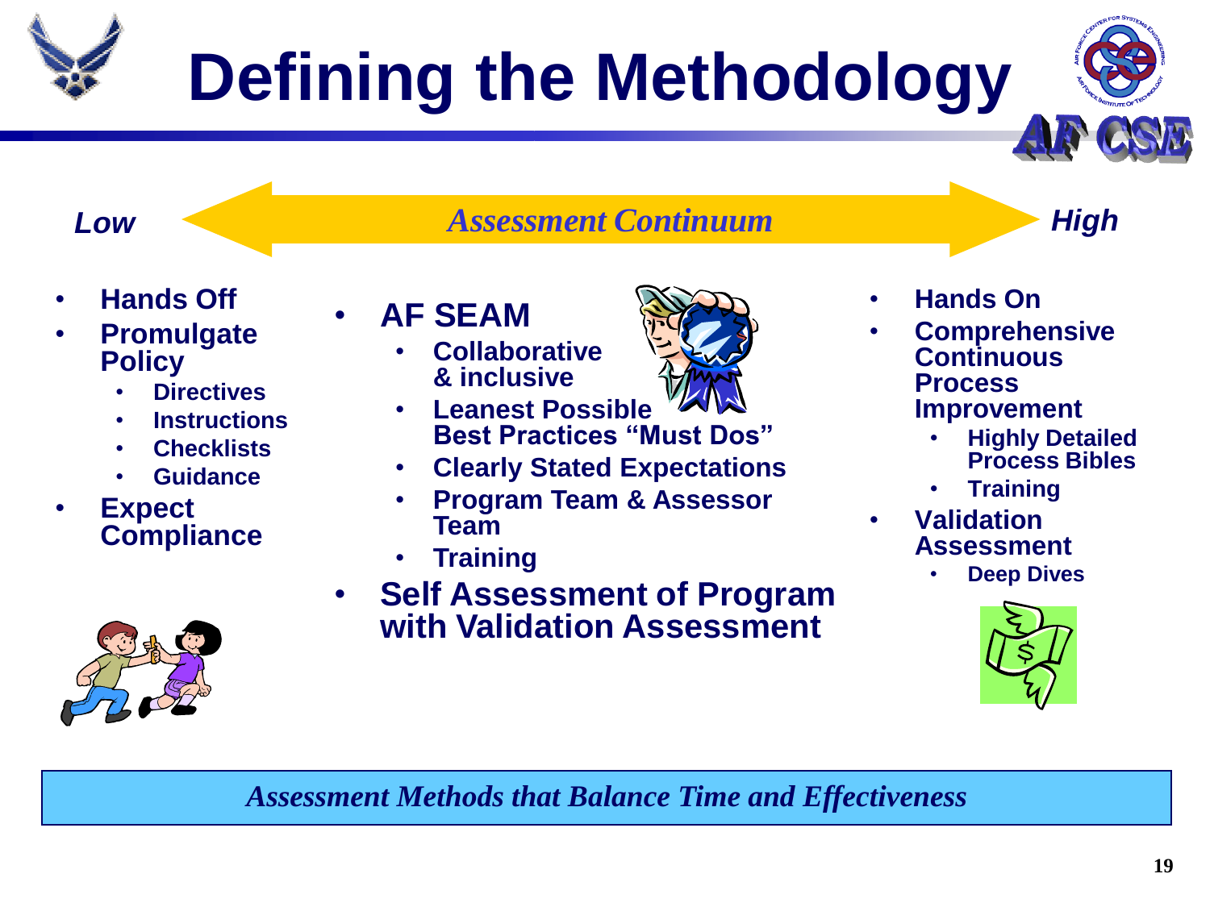# Defining the Methodology

*Low* — *Assessment Continuum* — *High*

- **Hands Off**
- **Promulgate Policy**
  - **Directives**
  - **Instructions**
  - **Checklists**
  - **Guidance**
- **Expect Compliance**

- **AF SEAM**
  - **Collaborative & inclusive**
  - **Leanest Possible Best Practices "Must Dos"**
  - **Clearly Stated Expectations**
  - **Program Team & Assessor Team**
  - **Training**
- **Self Assessment of Program with Validation Assessment**

- **Hands On**
- **Comprehensive Continuous Process Improvement**
  - **Highly Detailed Process Bibles**
  - **Training**
- **Validation Assessment**
  - **Deep Dives**

*Assessment Methods that Balance Time and Effectiveness*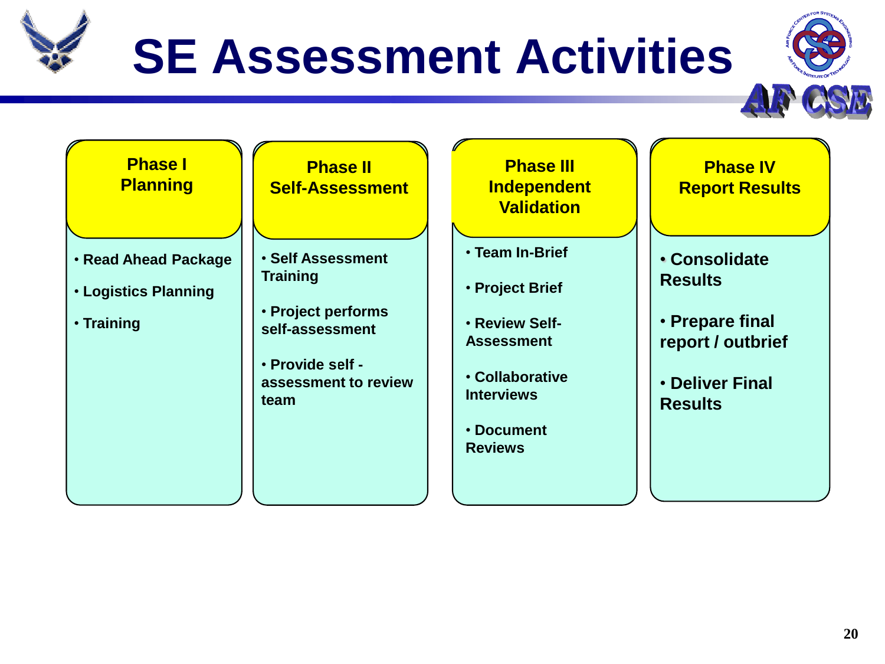# SE Assessment Activities

## Phase I Planning

- Read Ahead Package
- Logistics Planning
- Training

## Phase II Self-Assessment

- Self Assessment Training
- Project performs self-assessment
- Provide self - assessment to review team

## Phase III Independent Validation

- Team In-Brief
- Project Brief
- Review Self-Assessment
- Collaborative Interviews
- Document Reviews

## Phase IV Report Results

- Consolidate Results
- Prepare final report / outbrief
- Deliver Final Results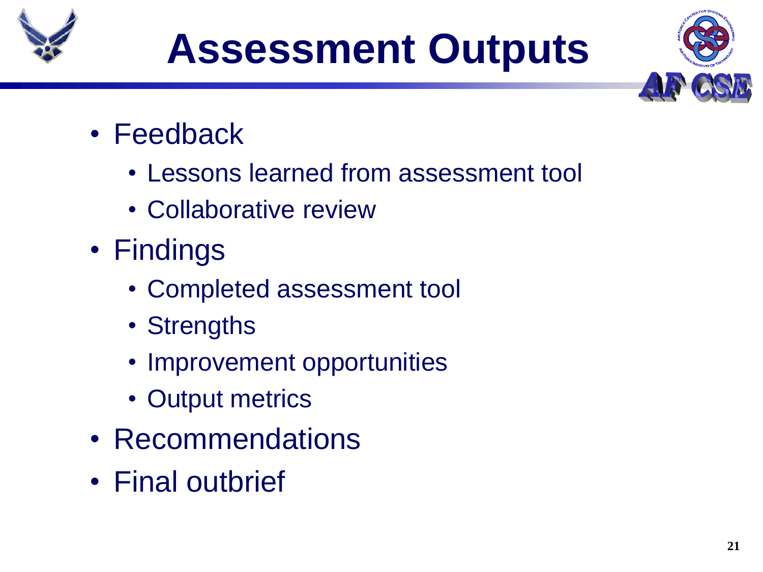# Assessment Outputs

- Feedback
  - Lessons learned from assessment tool
  - Collaborative review
- Findings
  - Completed assessment tool
  - Strengths
  - Improvement opportunities
  - Output metrics
- Recommendations
- Final outbrief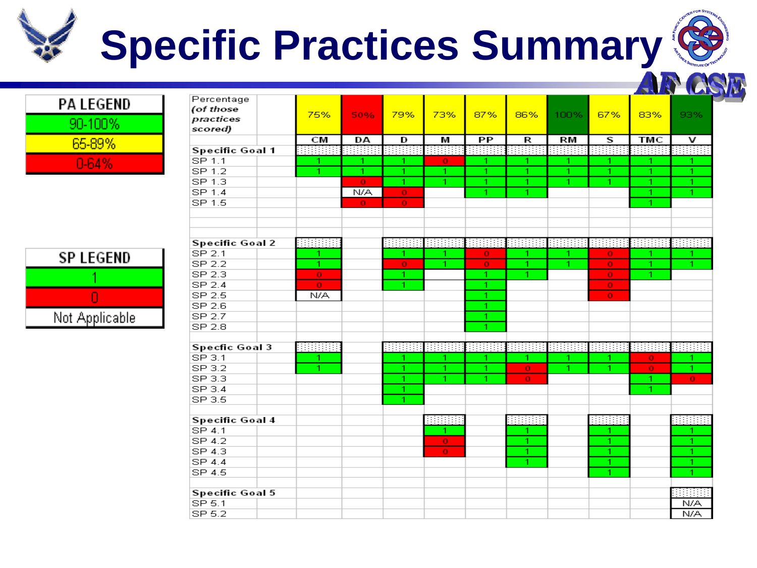# Specific Practices Summary

| PA LEGEND |
|---|
| 90-100% |
| 65-89% |
| 0-64% |

| SP LEGEND |
|---|
| 1 |
| 0 |
| Not Applicable |

| Percentage *(of those practices scored)* | 75% | 50% | 79% | 73% | 87% | 86% | 100% | 67% | 83% | 93% |
|---|---|---|---|---|---|---|---|---|---|---|
| | CM | DA | D | M | PP | R | RM | S | TMC | V |
| **Specific Goal 1** | | | | | | | | | | |
| SP 1.1 | 1 | 1 | 1 | 0 | 1 | 1 | 1 | 1 | 1 | 1 |
| SP 1.2 | 1 | 1 | 1 | 1 | 1 | 1 | 1 | 1 | 1 | 1 |
| SP 1.3 | | 0 | 1 | 1 | 1 | 1 | 1 | 1 | 1 | 1 |
| SP 1.4 | | N/A | 0 | | 1 | 1 | | | 1 | 1 |
| SP 1.5 | | 0 | 0 | | | | | | 1 | |
| **Specific Goal 2** | | | | | | | | | | |
| SP 2.1 | 1 | | 1 | 1 | 0 | 1 | 1 | 0 | 1 | 1 |
| SP 2.2 | 1 | | 0 | 1 | 0 | 1 | 1 | 0 | 1 | 1 |
| SP 2.3 | 0 | | 1 | | 1 | 1 | | 0 | 1 | |
| SP 2.4 | 0 | | 1 | | 1 | | | 0 | | |
| SP 2.5 | N/A | | | | 1 | | | 0 | | |
| SP 2.6 | | | | | 1 | | | | | |
| SP 2.7 | | | | | 1 | | | | | |
| SP 2.8 | | | | | 1 | | | | | |
| **Specfic Goal 3** | | | | | | | | | | |
| SP 3.1 | 1 | | 1 | 1 | 1 | 1 | 1 | 1 | 0 | 1 |
| SP 3.2 | 1 | | 1 | 1 | 1 | 0 | 1 | 1 | 0 | 1 |
| SP 3.3 | | | 1 | 1 | 1 | 0 | | | 1 | 0 |
| SP 3.4 | | | 1 | | | | | | 1 | |
| SP 3.5 | | | 1 | | | | | | | |
| **Specific Goal 4** | | | | | | | | | | |
| SP 4.1 | | | | 1 | | 1 | | 1 | | 1 |
| SP 4.2 | | | | 0 | | 1 | | 1 | | 1 |
| SP 4.3 | | | | 0 | | 1 | | 1 | | 1 |
| SP 4.4 | | | | | | 1 | | 1 | | 1 |
| SP 4.5 | | | | | | | | 1 | | 1 |
| **Specific Goal 5** | | | | | | | | | | |
| SP 5.1 | | | | | | | | | | N/A |
| SP 5.2 | | | | | | | | | | N/A |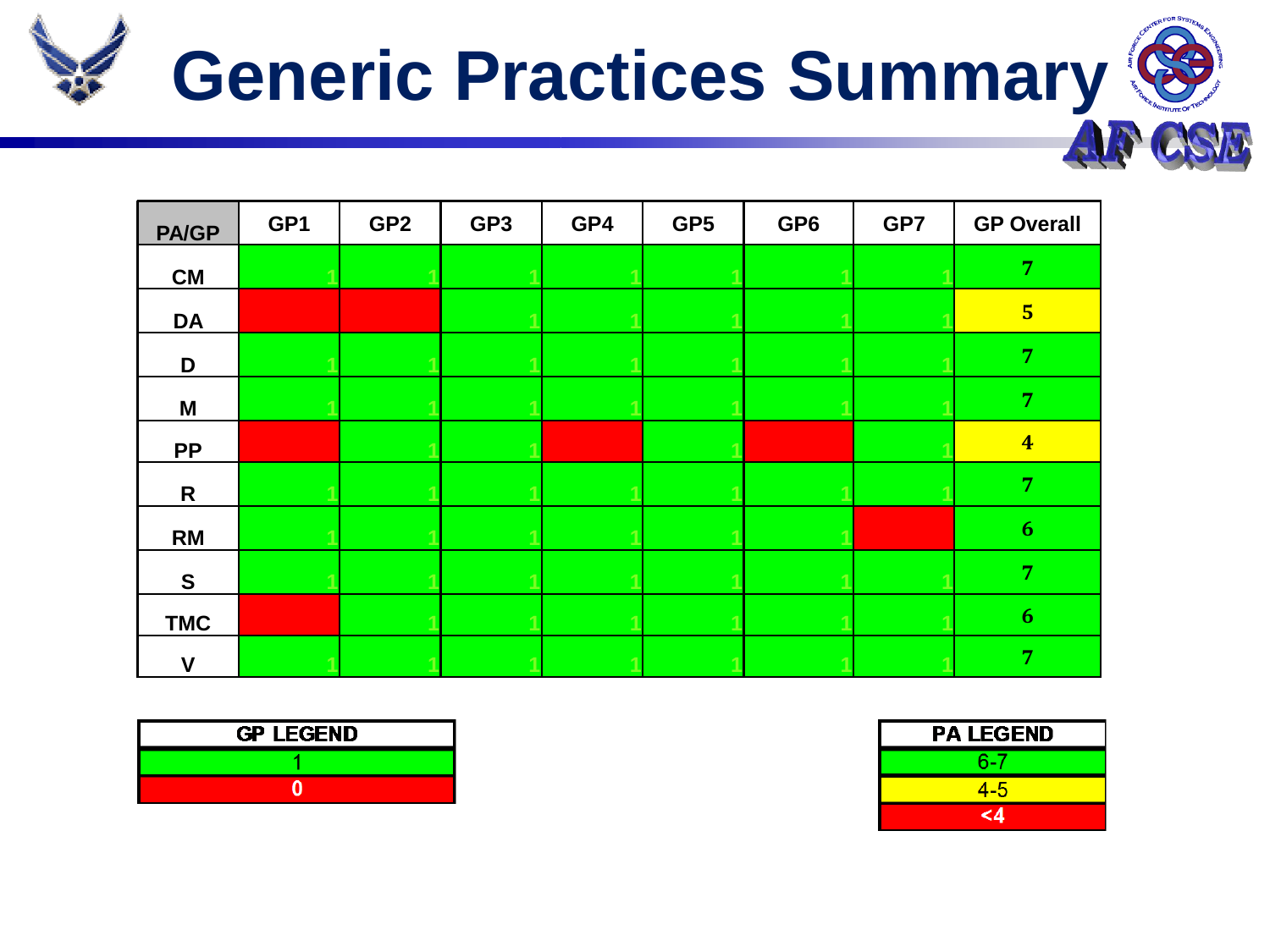# Generic Practices Summary

| PA/GP | GP1 | GP2 | GP3 | GP4 | GP5 | GP6 | GP7 | GP Overall |
|---|---|---|---|---|---|---|---|---|
| CM | 1 | 1 | 1 | 1 | 1 | 1 | 1 | 7 |
| DA | | | 1 | 1 | 1 | 1 | 1 | 5 |
| D | 1 | 1 | 1 | 1 | 1 | 1 | 1 | 7 |
| M | 1 | 1 | 1 | 1 | 1 | 1 | 1 | 7 |
| PP | | 1 | 1 | | 1 | | 1 | 4 |
| R | 1 | 1 | 1 | 1 | 1 | 1 | 1 | 7 |
| RM | 1 | 1 | 1 | 1 | 1 | 1 | | 6 |
| S | 1 | 1 | 1 | 1 | 1 | 1 | 1 | 7 |
| TMC | | 1 | 1 | 1 | 1 | 1 | 1 | 6 |
| V | 1 | 1 | 1 | 1 | 1 | 1 | 1 | 7 |

| GP LEGEND |
|---|
| 1 |
| 0 |

| PA LEGEND |
|---|
| 6-7 |
| 4-5 |
| <4 |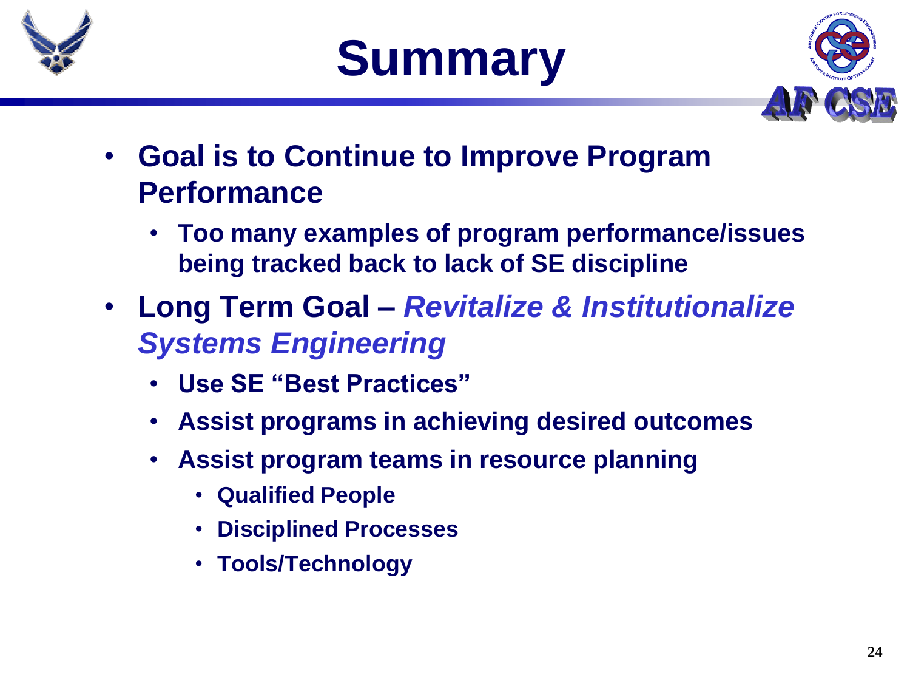# Summary

- **Goal is to Continue to Improve Program Performance**
  - **Too many examples of program performance/issues being tracked back to lack of SE discipline**
- **Long Term Goal –** ***Revitalize & Institutionalize Systems Engineering***
  - **Use SE "Best Practices"**
  - **Assist programs in achieving desired outcomes**
  - **Assist program teams in resource planning**
    - **Qualified People**
    - **Disciplined Processes**
    - **Tools/Technology**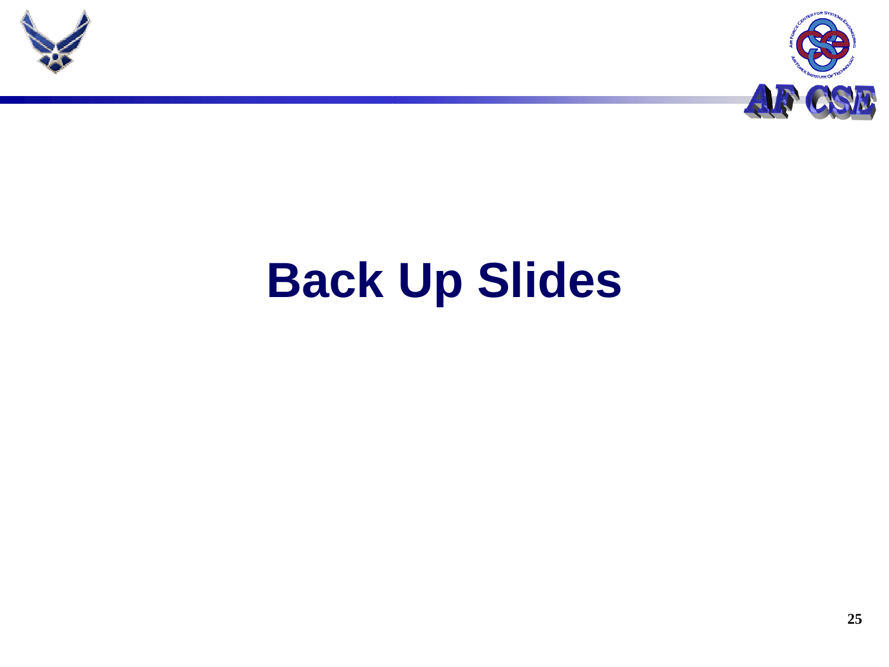# Back Up Slides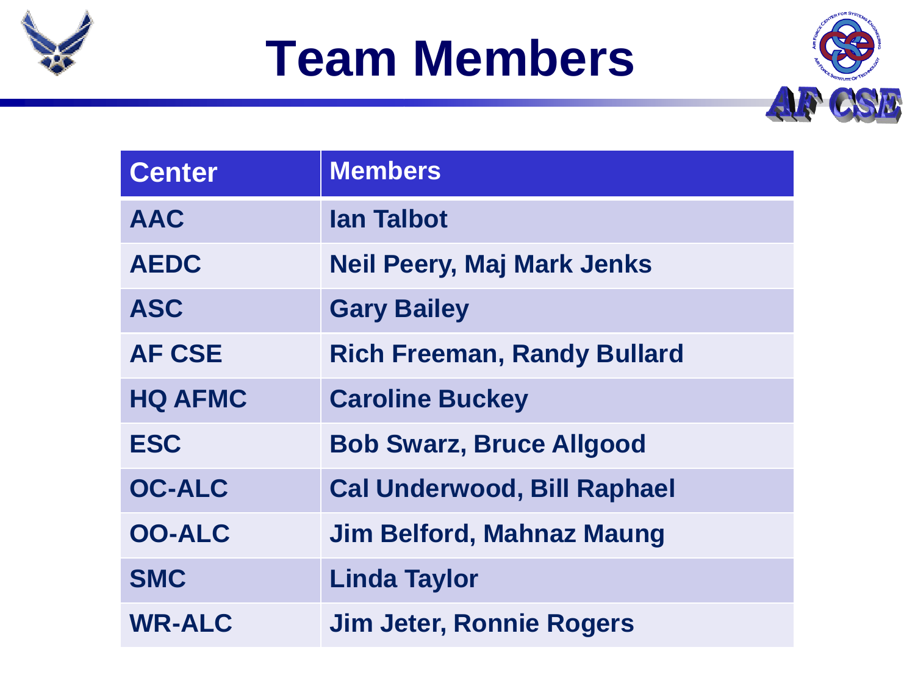# Team Members

| Center | Members |
|---|---|
| AAC | Ian Talbot |
| AEDC | Neil Peery, Maj Mark Jenks |
| ASC | Gary Bailey |
| AF CSE | Rich Freeman, Randy Bullard |
| HQ AFMC | Caroline Buckey |
| ESC | Bob Swarz, Bruce Allgood |
| OC-ALC | Cal Underwood, Bill Raphael |
| OO-ALC | Jim Belford, Mahnaz Maung |
| SMC | Linda Taylor |
| WR-ALC | Jim Jeter, Ronnie Rogers |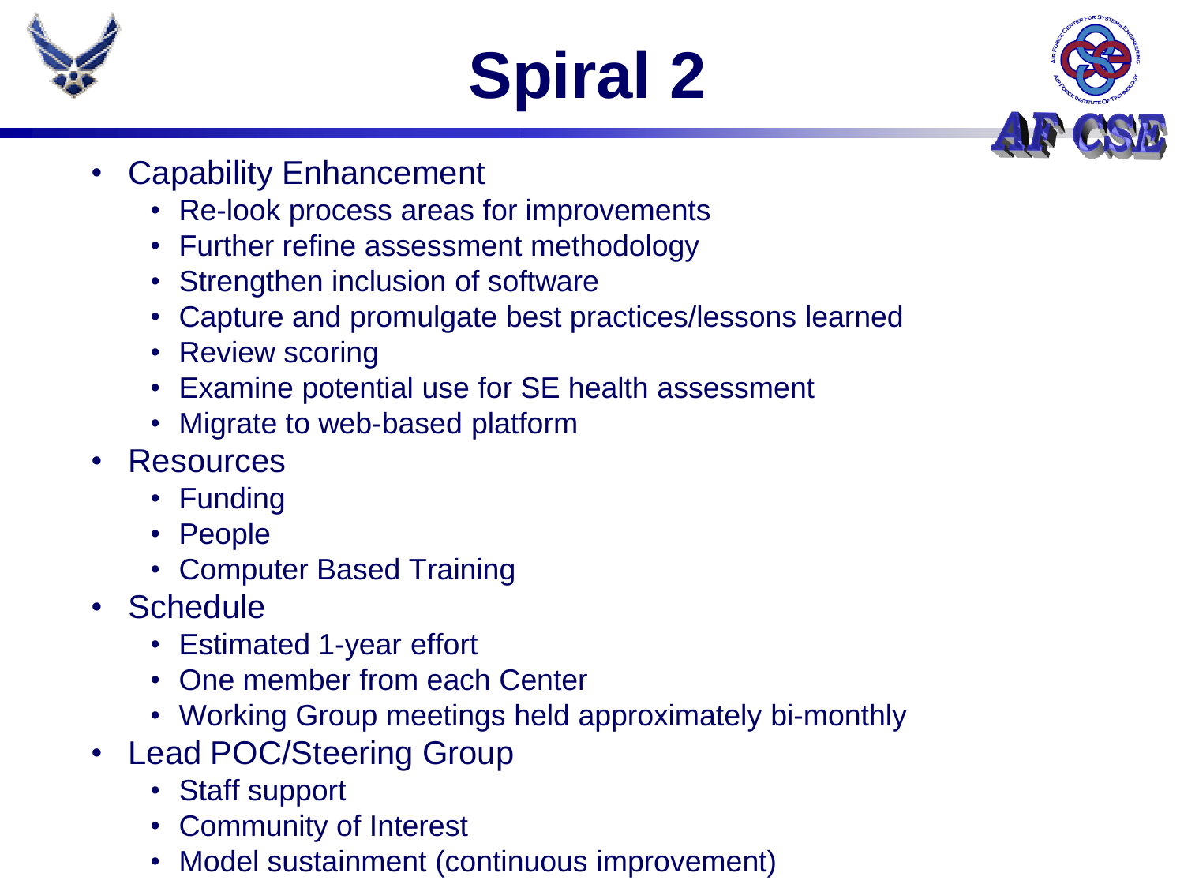# Spiral 2

- Capability Enhancement
  - Re-look process areas for improvements
  - Further refine assessment methodology
  - Strengthen inclusion of software
  - Capture and promulgate best practices/lessons learned
  - Review scoring
  - Examine potential use for SE health assessment
  - Migrate to web-based platform
- Resources
  - Funding
  - People
  - Computer Based Training
- Schedule
  - Estimated 1-year effort
  - One member from each Center
  - Working Group meetings held approximately bi-monthly
- Lead POC/Steering Group
  - Staff support
  - Community of Interest
  - Model sustainment (continuous improvement)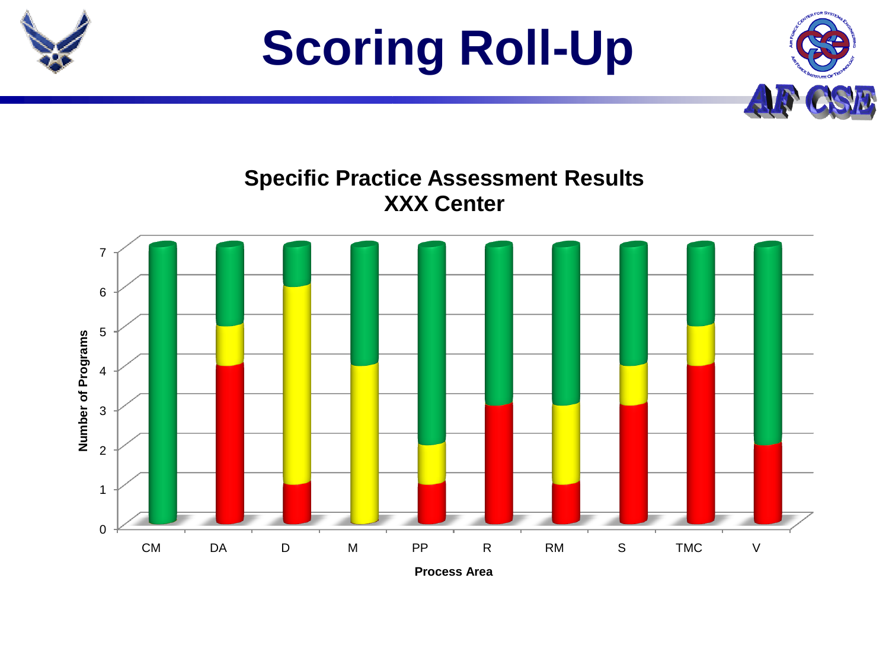# Scoring Roll-Up

**Specific Practice Assessment Results**
**XXX Center**

Number of Programs

0
1
2
3
4
5
6
7

CM
DA
D
M
PP
R
RM
S
TMC
V

Process Area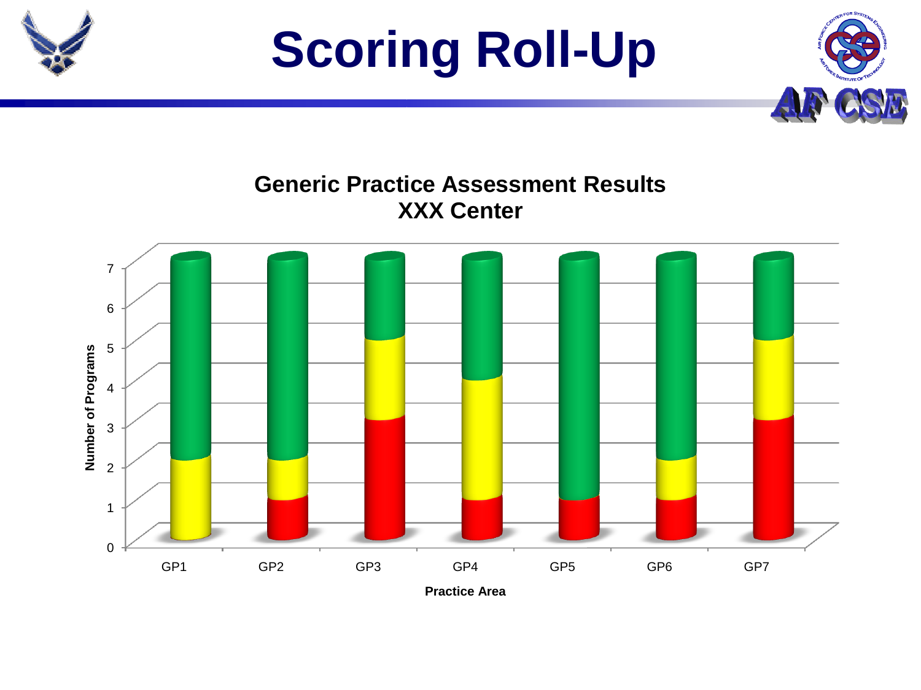# Scoring Roll-Up

**Generic Practice Assessment Results**
**XXX Center**

Number of Programs

0
1
2
3
4
5
6
7

GP1
GP2
GP3
GP4
GP5
GP6
GP7

Practice Area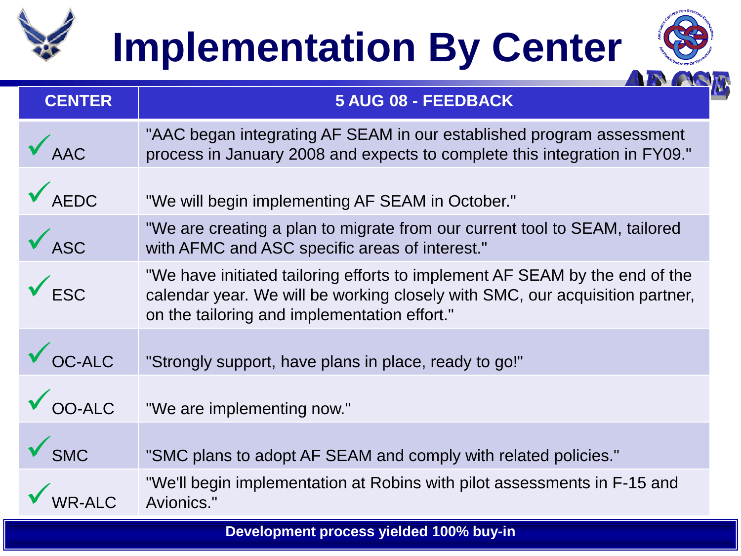# Implementation By Center

| CENTER | 5 AUG 08 - FEEDBACK |
|---|---|
| ✓ AAC | "AAC began integrating AF SEAM in our established program assessment process in January 2008 and expects to complete this integration in FY09." |
| ✓ AEDC | "We will begin implementing AF SEAM in October." |
| ✓ ASC | "We are creating a plan to migrate from our current tool to SEAM, tailored with AFMC and ASC specific areas of interest." |
| ✓ ESC | "We have initiated tailoring efforts to implement AF SEAM by the end of the calendar year. We will be working closely with SMC, our acquisition partner, on the tailoring and implementation effort." |
| ✓ OC-ALC | "Strongly support, have plans in place, ready to go!" |
| ✓ OO-ALC | "We are implementing now." |
| ✓ SMC | "SMC plans to adopt AF SEAM and comply with related policies." |
| ✓ WR-ALC | "We'll begin implementation at Robins with pilot assessments in F-15 and Avionics." |

**Development process yielded 100% buy-in**